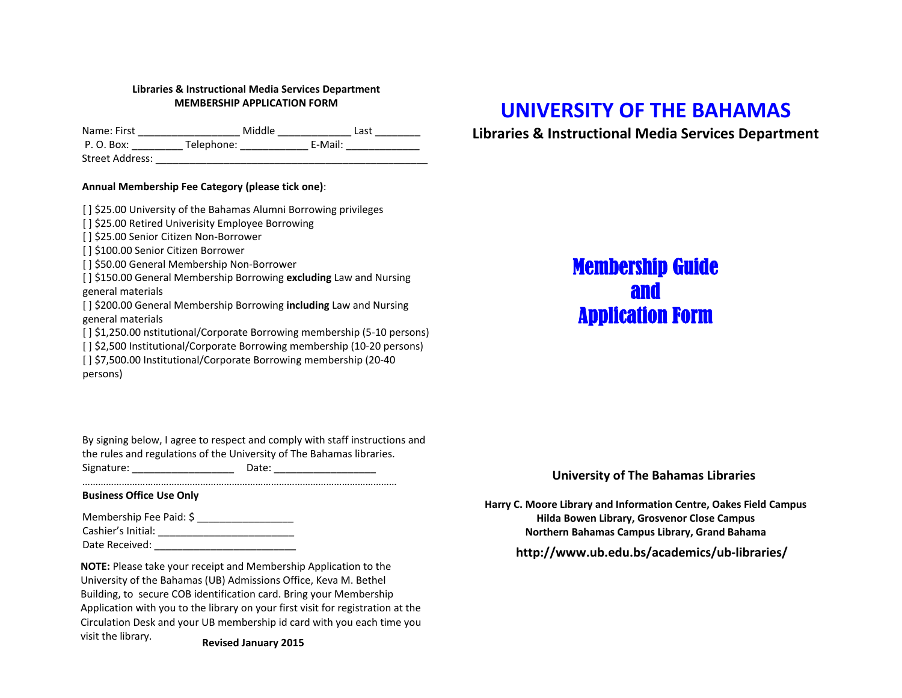**Libraries & Instructional Media Services Department**
**MEMBERSHIP APPLICATION FORM**

Name: First _________________ Middle ____________ Last ________
P. O. Box: _________ Telephone: ___________ E-Mail: ____________
Street Address: _______________________________________________

**Annual Membership Fee Category (please tick one)**:

[ ] $25.00 University of the Bahamas Alumni Borrowing privileges
[ ] $25.00 Retired Univerisity Employee Borrowing
[ ] $25.00 Senior Citizen Non-Borrower
[ ] $100.00 Senior Citizen Borrower
[ ] $50.00 General Membership Non-Borrower
[ ] $150.00 General Membership Borrowing **excluding** Law and Nursing general materials
[ ] $200.00 General Membership Borrowing **including** Law and Nursing general materials
[ ] $1,250.00 nstitutional/Corporate Borrowing membership (5-10 persons)
[ ] $2,500 Institutional/Corporate Borrowing membership (10-20 persons)
[ ] $7,500.00 Institutional/Corporate Borrowing membership (20-40 persons)

By signing below, I agree to respect and comply with staff instructions and the rules and regulations of the University of The Bahamas libraries.
Signature: _________________ Date: _________________

…………………………………………………………………………………………………

**Business Office Use Only**

Membership Fee Paid: $ ________________
Cashier's Initial: _______________________
Date Received: ________________________

**NOTE:** Please take your receipt and Membership Application to the University of the Bahamas (UB) Admissions Office, Keva M. Bethel Building, to secure COB identification card. Bring your Membership Application with you to the library on your first visit for registration at the Circulation Desk and your UB membership id card with you each time you visit the library.

**Revised January 2015**

# UNIVERSITY OF THE BAHAMAS

## Libraries & Instructional Media Services Department

# Membership Guide and Application Form

**University of The Bahamas Libraries**

**Harry C. Moore Library and Information Centre, Oakes Field Campus**
**Hilda Bowen Library, Grosvenor Close Campus**
**Northern Bahamas Campus Library, Grand Bahama**

**http://www.ub.edu.bs/academics/ub-libraries/**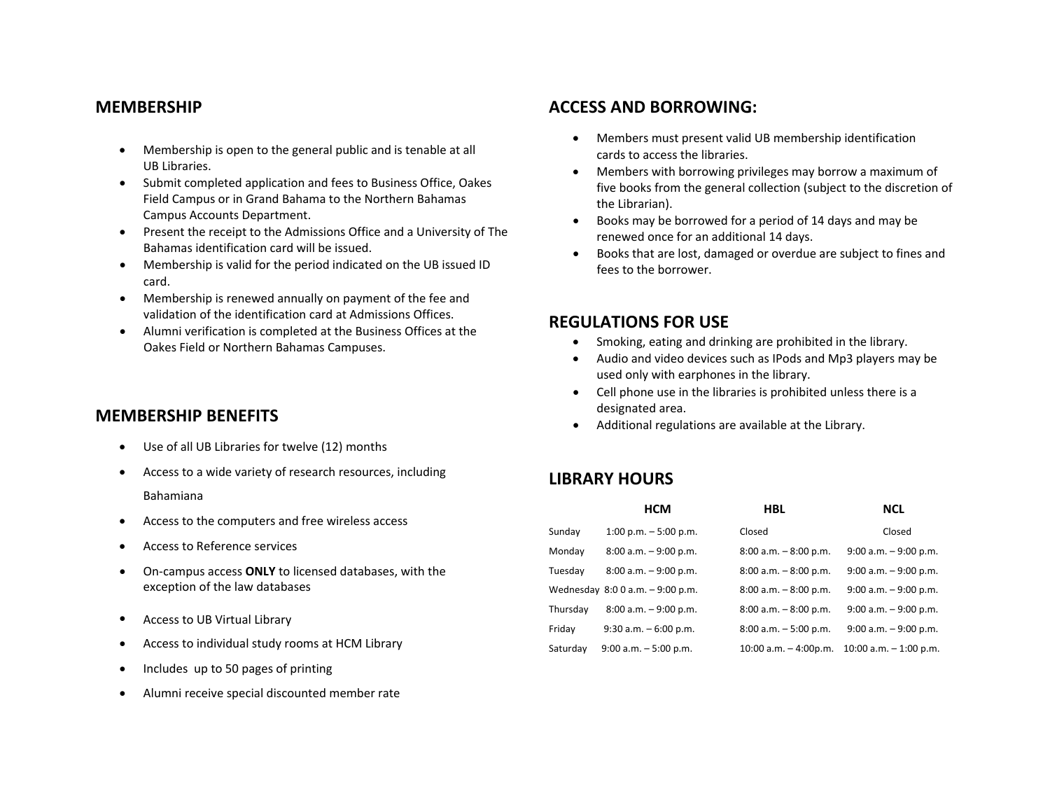## MEMBERSHIP

- Membership is open to the general public and is tenable at all UB Libraries.
- Submit completed application and fees to Business Office, Oakes Field Campus or in Grand Bahama to the Northern Bahamas Campus Accounts Department.
- Present the receipt to the Admissions Office and a University of The Bahamas identification card will be issued.
- Membership is valid for the period indicated on the UB issued ID card.
- Membership is renewed annually on payment of the fee and validation of the identification card at Admissions Offices.
- Alumni verification is completed at the Business Offices at the Oakes Field or Northern Bahamas Campuses.

## MEMBERSHIP BENEFITS

- Use of all UB Libraries for twelve (12) months
- Access to a wide variety of research resources, including Bahamiana
- Access to the computers and free wireless access
- Access to Reference services
- On-campus access **ONLY** to licensed databases, with the exception of the law databases
- Access to UB Virtual Library
- Access to individual study rooms at HCM Library
- Includes up to 50 pages of printing
- Alumni receive special discounted member rate

## ACCESS AND BORROWING:

- Members must present valid UB membership identification cards to access the libraries.
- Members with borrowing privileges may borrow a maximum of five books from the general collection (subject to the discretion of the Librarian).
- Books may be borrowed for a period of 14 days and may be renewed once for an additional 14 days.
- Books that are lost, damaged or overdue are subject to fines and fees to the borrower.

## REGULATIONS FOR USE

- Smoking, eating and drinking are prohibited in the library.
- Audio and video devices such as IPods and Mp3 players may be used only with earphones in the library.
- Cell phone use in the libraries is prohibited unless there is a designated area.
- Additional regulations are available at the Library.

## LIBRARY HOURS

| | HCM | HBL | NCL |
|---|---|---|---|
| Sunday | 1:00 p.m. – 5:00 p.m. | Closed | Closed |
| Monday | 8:00 a.m. – 9:00 p.m. | 8:00 a.m. – 8:00 p.m. | 9:00 a.m. – 9:00 p.m. |
| Tuesday | 8:00 a.m. – 9:00 p.m. | 8:00 a.m. – 8:00 p.m. | 9:00 a.m. – 9:00 p.m. |
| Wednesday | 8:0 0 a.m. – 9:00 p.m. | 8:00 a.m. – 8:00 p.m. | 9:00 a.m. – 9:00 p.m. |
| Thursday | 8:00 a.m. – 9:00 p.m. | 8:00 a.m. – 8:00 p.m. | 9:00 a.m. – 9:00 p.m. |
| Friday | 9:30 a.m. – 6:00 p.m. | 8:00 a.m. – 5:00 p.m. | 9:00 a.m. – 9:00 p.m. |
| Saturday | 9:00 a.m. – 5:00 p.m. | 10:00 a.m. – 4:00p.m. | 10:00 a.m. – 1:00 p.m. |